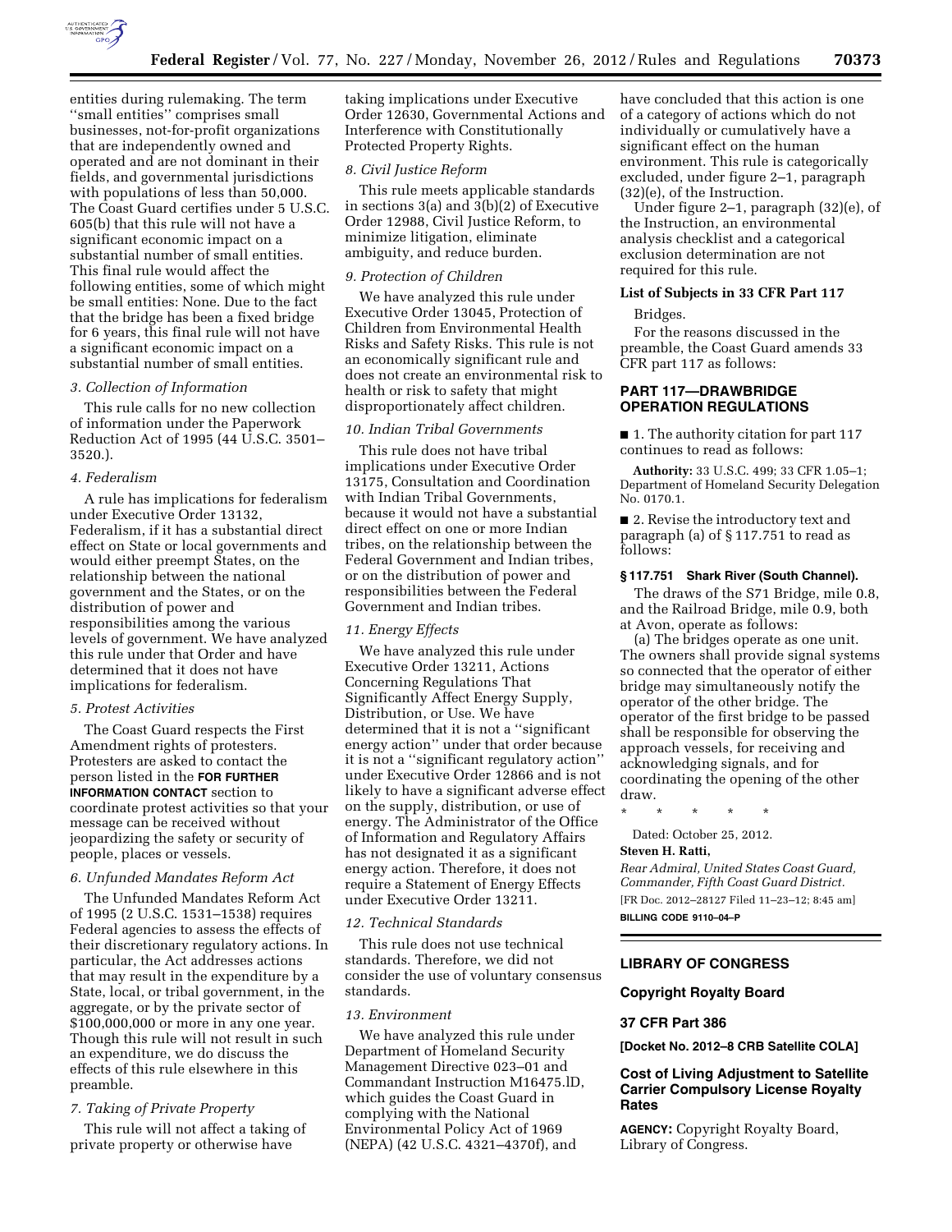entities during rulemaking. The term ''small entities'' comprises small businesses, not-for-profit organizations that are independently owned and operated and are not dominant in their fields, and governmental jurisdictions with populations of less than 50,000. The Coast Guard certifies under 5 U.S.C. 605(b) that this rule will not have a significant economic impact on a substantial number of small entities. This final rule would affect the following entities, some of which might be small entities: None. Due to the fact that the bridge has been a fixed bridge for 6 years, this final rule will not have a significant economic impact on a substantial number of small entities.

### *3. Collection of Information*

This rule calls for no new collection of information under the Paperwork Reduction Act of 1995 (44 U.S.C. 3501–3520.).

### *4. Federalism*

A rule has implications for federalism under Executive Order 13132, Federalism, if it has a substantial direct effect on State or local governments and would either preempt States, on the relationship between the national government and the States, or on the distribution of power and responsibilities among the various levels of government. We have analyzed this rule under that Order and have determined that it does not have implications for federalism.

### *5. Protest Activities*

The Coast Guard respects the First Amendment rights of protesters. Protesters are asked to contact the person listed in the **FOR FURTHER INFORMATION CONTACT** section to coordinate protest activities so that your message can be received without jeopardizing the safety or security of people, places or vessels.

### *6. Unfunded Mandates Reform Act*

The Unfunded Mandates Reform Act of 1995 (2 U.S.C. 1531–1538) requires Federal agencies to assess the effects of their discretionary regulatory actions. In particular, the Act addresses actions that may result in the expenditure by a State, local, or tribal government, in the aggregate, or by the private sector of $100,000,000 or more in any one year. Though this rule will not result in such an expenditure, we do discuss the effects of this rule elsewhere in this preamble.

### *7. Taking of Private Property*

This rule will not affect a taking of private property or otherwise have taking implications under Executive Order 12630, Governmental Actions and Interference with Constitutionally Protected Property Rights.

### *8. Civil Justice Reform*

This rule meets applicable standards in sections 3(a) and 3(b)(2) of Executive Order 12988, Civil Justice Reform, to minimize litigation, eliminate ambiguity, and reduce burden.

### *9. Protection of Children*

We have analyzed this rule under Executive Order 13045, Protection of Children from Environmental Health Risks and Safety Risks. This rule is not an economically significant rule and does not create an environmental risk to health or risk to safety that might disproportionately affect children.

### *10. Indian Tribal Governments*

This rule does not have tribal implications under Executive Order 13175, Consultation and Coordination with Indian Tribal Governments, because it would not have a substantial direct effect on one or more Indian tribes, on the relationship between the Federal Government and Indian tribes, or on the distribution of power and responsibilities between the Federal Government and Indian tribes.

### *11. Energy Effects*

We have analyzed this rule under Executive Order 13211, Actions Concerning Regulations That Significantly Affect Energy Supply, Distribution, or Use. We have determined that it is not a ''significant energy action'' under that order because it is not a ''significant regulatory action'' under Executive Order 12866 and is not likely to have a significant adverse effect on the supply, distribution, or use of energy. The Administrator of the Office of Information and Regulatory Affairs has not designated it as a significant energy action. Therefore, it does not require a Statement of Energy Effects under Executive Order 13211.

### *12. Technical Standards*

This rule does not use technical standards. Therefore, we did not consider the use of voluntary consensus standards.

### *13. Environment*

We have analyzed this rule under Department of Homeland Security Management Directive 023–01 and Commandant Instruction M16475.lD, which guides the Coast Guard in complying with the National Environmental Policy Act of 1969 (NEPA) (42 U.S.C. 4321–4370f), and have concluded that this action is one of a category of actions which do not individually or cumulatively have a significant effect on the human environment. This rule is categorically excluded, under figure 2–1, paragraph (32)(e), of the Instruction.

Under figure 2–1, paragraph (32)(e), of the Instruction, an environmental analysis checklist and a categorical exclusion determination are not required for this rule.

**List of Subjects in 33 CFR Part 117**

Bridges.

For the reasons discussed in the preamble, the Coast Guard amends 33 CFR part 117 as follows:

## PART 117—DRAWBRIDGE OPERATION REGULATIONS

■ 1. The authority citation for part 117 continues to read as follows:

**Authority:** 33 U.S.C. 499; 33 CFR 1.05–1; Department of Homeland Security Delegation No. 0170.1.

■ 2. Revise the introductory text and paragraph (a) of § 117.751 to read as follows:

**§ 117.751 Shark River (South Channel).**

The draws of the S71 Bridge, mile 0.8, and the Railroad Bridge, mile 0.9, both at Avon, operate as follows:

(a) The bridges operate as one unit. The owners shall provide signal systems so connected that the operator of either bridge may simultaneously notify the operator of the other bridge. The operator of the first bridge to be passed shall be responsible for observing the approach vessels, for receiving and acknowledging signals, and for coordinating the opening of the other draw.

\* \* \* \* \*

Dated: October 25, 2012.

**Steven H. Ratti,**

*Rear Admiral, United States Coast Guard, Commander, Fifth Coast Guard District.*

[FR Doc. 2012–28127 Filed 11–23–12; 8:45 am]

**BILLING CODE 9110–04–P**

---

## LIBRARY OF CONGRESS

## Copyright Royalty Board

## 37 CFR Part 386

**[Docket No. 2012–8 CRB Satellite COLA]**

## Cost of Living Adjustment to Satellite Carrier Compulsory License Royalty Rates

**AGENCY:** Copyright Royalty Board, Library of Congress.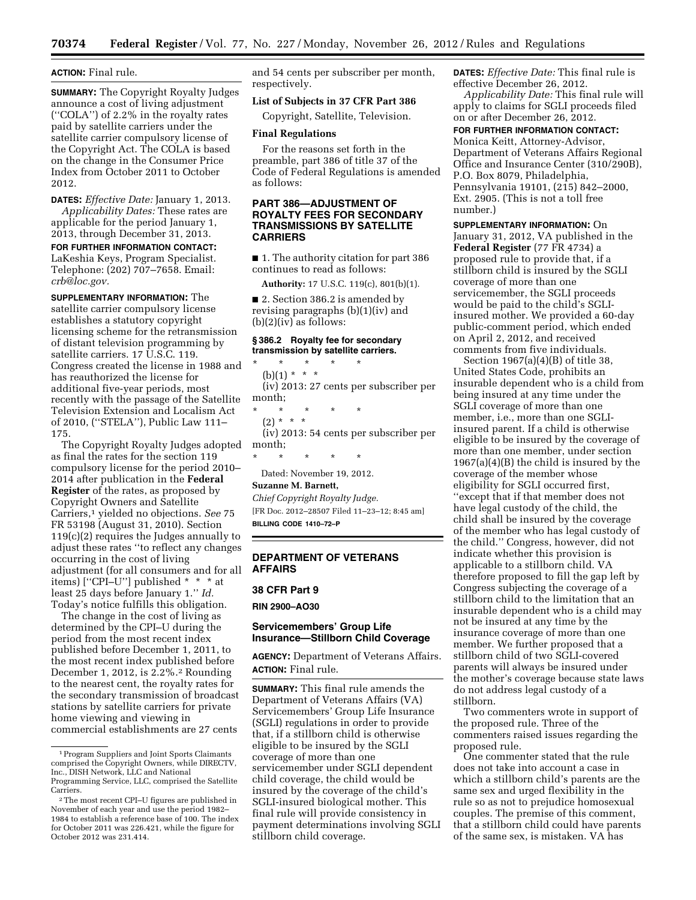**ACTION:** Final rule.

**SUMMARY:** The Copyright Royalty Judges announce a cost of living adjustment (''COLA'') of 2.2% in the royalty rates paid by satellite carriers under the satellite carrier compulsory license of the Copyright Act. The COLA is based on the change in the Consumer Price Index from October 2011 to October 2012.

**DATES:** *Effective Date:* January 1, 2013.

*Applicability Dates:* These rates are applicable for the period January 1, 2013, through December 31, 2013.

**FOR FURTHER INFORMATION CONTACT:** LaKeshia Keys, Program Specialist. Telephone: (202) 707–7658. Email: *crb@loc.gov.*

**SUPPLEMENTARY INFORMATION:** The satellite carrier compulsory license establishes a statutory copyright licensing scheme for the retransmission of distant television programming by satellite carriers. 17 U.S.C. 119. Congress created the license in 1988 and has reauthorized the license for additional five-year periods, most recently with the passage of the Satellite Television Extension and Localism Act of 2010, (''STELA''), Public Law 111–175.

The Copyright Royalty Judges adopted as final the rates for the section 119 compulsory license for the period 2010–2014 after publication in the **Federal Register** of the rates, as proposed by Copyright Owners and Satellite Carriers,[1] yielded no objections. *See* 75 FR 53198 (August 31, 2010). Section 119(c)(2) requires the Judges annually to adjust these rates ''to reflect any changes occurring in the cost of living adjustment (for all consumers and for all items) [''CPI–U''] published * * * at least 25 days before January 1.'' *Id.* Today's notice fulfills this obligation.

The change in the cost of living as determined by the CPI–U during the period from the most recent index published before December 1, 2011, to the most recent index published before December 1, 2012, is 2.2%.[2] Rounding to the nearest cent, the royalty rates for the secondary transmission of broadcast stations by satellite carriers for private home viewing and viewing in commercial establishments are 27 cents and 54 cents per subscriber per month, respectively.

**List of Subjects in 37 CFR Part 386**

Copyright, Satellite, Television.

**Final Regulations**

For the reasons set forth in the preamble, part 386 of title 37 of the Code of Federal Regulations is amended as follows:

**PART 386—ADJUSTMENT OF ROYALTY FEES FOR SECONDARY TRANSMISSIONS BY SATELLITE CARRIERS**

■ 1. The authority citation for part 386 continues to read as follows:

**Authority:** 17 U.S.C. 119(c), 801(b)(1).

■ 2. Section 386.2 is amended by revising paragraphs (b)(1)(iv) and (b)(2)(iv) as follows:

**§ 386.2 Royalty fee for secondary transmission by satellite carriers.**

\* \* \* \* \*

(b)(1) \* \* \*

(iv) 2013: 27 cents per subscriber per month;

\* \* \* \* \*

(2) \* \* \*

(iv) 2013: 54 cents per subscriber per month;

\* \* \* \* \*

Dated: November 19, 2012.

**Suzanne M. Barnett,**

*Chief Copyright Royalty Judge.*

[FR Doc. 2012–28507 Filed 11–23–12; 8:45 am]

**BILLING CODE 1410–72–P**

[1] Program Suppliers and Joint Sports Claimants comprised the Copyright Owners, while DIRECTV, Inc., DISH Network, LLC and National Programming Service, LLC, comprised the Satellite Carriers.

[2] The most recent CPI–U figures are published in November of each year and use the period 1982–1984 to establish a reference base of 100. The index for October 2011 was 226.421, while the figure for October 2012 was 231.414.

## DEPARTMENT OF VETERANS AFFAIRS

### 38 CFR Part 9

**RIN 2900–AO30**

### Servicemembers' Group Life Insurance—Stillborn Child Coverage

**AGENCY:** Department of Veterans Affairs.

**ACTION:** Final rule.

**SUMMARY:** This final rule amends the Department of Veterans Affairs (VA) Servicemembers' Group Life Insurance (SGLI) regulations in order to provide that, if a stillborn child is otherwise eligible to be insured by the SGLI coverage of more than one servicemember under SGLI dependent child coverage, the child would be insured by the coverage of the child's SGLI-insured biological mother. This final rule will provide consistency in payment determinations involving SGLI stillborn child coverage.

**DATES:** *Effective Date:* This final rule is effective December 26, 2012.

*Applicability Date:* This final rule will apply to claims for SGLI proceeds filed on or after December 26, 2012.

**FOR FURTHER INFORMATION CONTACT:** Monica Keitt, Attorney-Advisor, Department of Veterans Affairs Regional Office and Insurance Center (310/290B), P.O. Box 8079, Philadelphia, Pennsylvania 19101, (215) 842–2000, Ext. 2905. (This is not a toll free number.)

**SUPPLEMENTARY INFORMATION:** On January 31, 2012, VA published in the **Federal Register** (77 FR 4734) a proposed rule to provide that, if a stillborn child is insured by the SGLI coverage of more than one servicemember, the SGLI proceeds would be paid to the child's SGLI-insured mother. We provided a 60-day public-comment period, which ended on April 2, 2012, and received comments from five individuals.

Section 1967(a)(4)(B) of title 38, United States Code, prohibits an insurable dependent who is a child from being insured at any time under the SGLI coverage of more than one member, i.e., more than one SGLI-insured parent. If a child is otherwise eligible to be insured by the coverage of more than one member, under section 1967(a)(4)(B) the child is insured by the coverage of the member whose eligibility for SGLI occurred first, ''except that if that member does not have legal custody of the child, the child shall be insured by the coverage of the member who has legal custody of the child.'' Congress, however, did not indicate whether this provision is applicable to a stillborn child. VA therefore proposed to fill the gap left by Congress subjecting the coverage of a stillborn child to the limitation that an insurable dependent who is a child may not be insured at any time by the insurance coverage of more than one member. We further proposed that a stillborn child of two SGLI-covered parents will always be insured under the mother's coverage because state laws do not address legal custody of a stillborn.

Two commenters wrote in support of the proposed rule. Three of the commenters raised issues regarding the proposed rule.

One commenter stated that the rule does not take into account a case in which a stillborn child's parents are the same sex and urged flexibility in the rule so as not to prejudice homosexual couples. The premise of this comment, that a stillborn child could have parents of the same sex, is mistaken. VA has